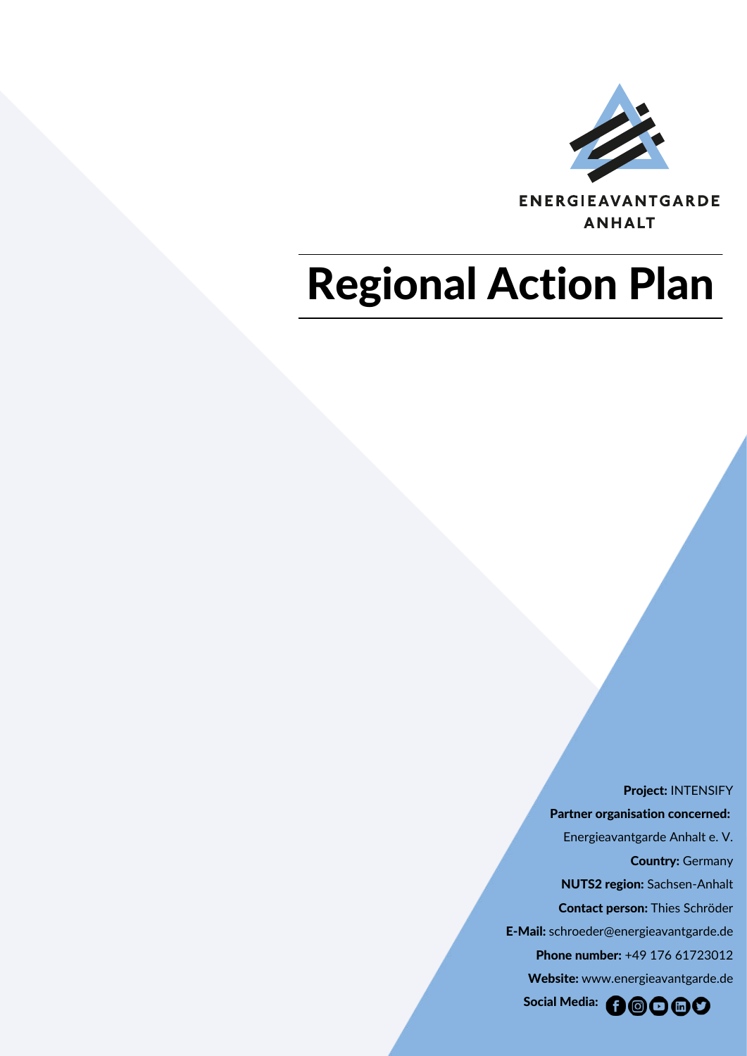ENERGIEAVANTGARDE
ANHALT

# Regional Action Plan

**Project:** INTENSIFY

**Partner organisation concerned:**
Energieavantgarde Anhalt e. V.

**Country:** Germany

**NUTS2 region:** Sachsen-Anhalt

**Contact person:** Thies Schröder

**E-Mail:** schroeder@energieavantgarde.de

**Phone number:** +49 176 61723012

**Website:** www.energieavantgarde.de

**Social Media:**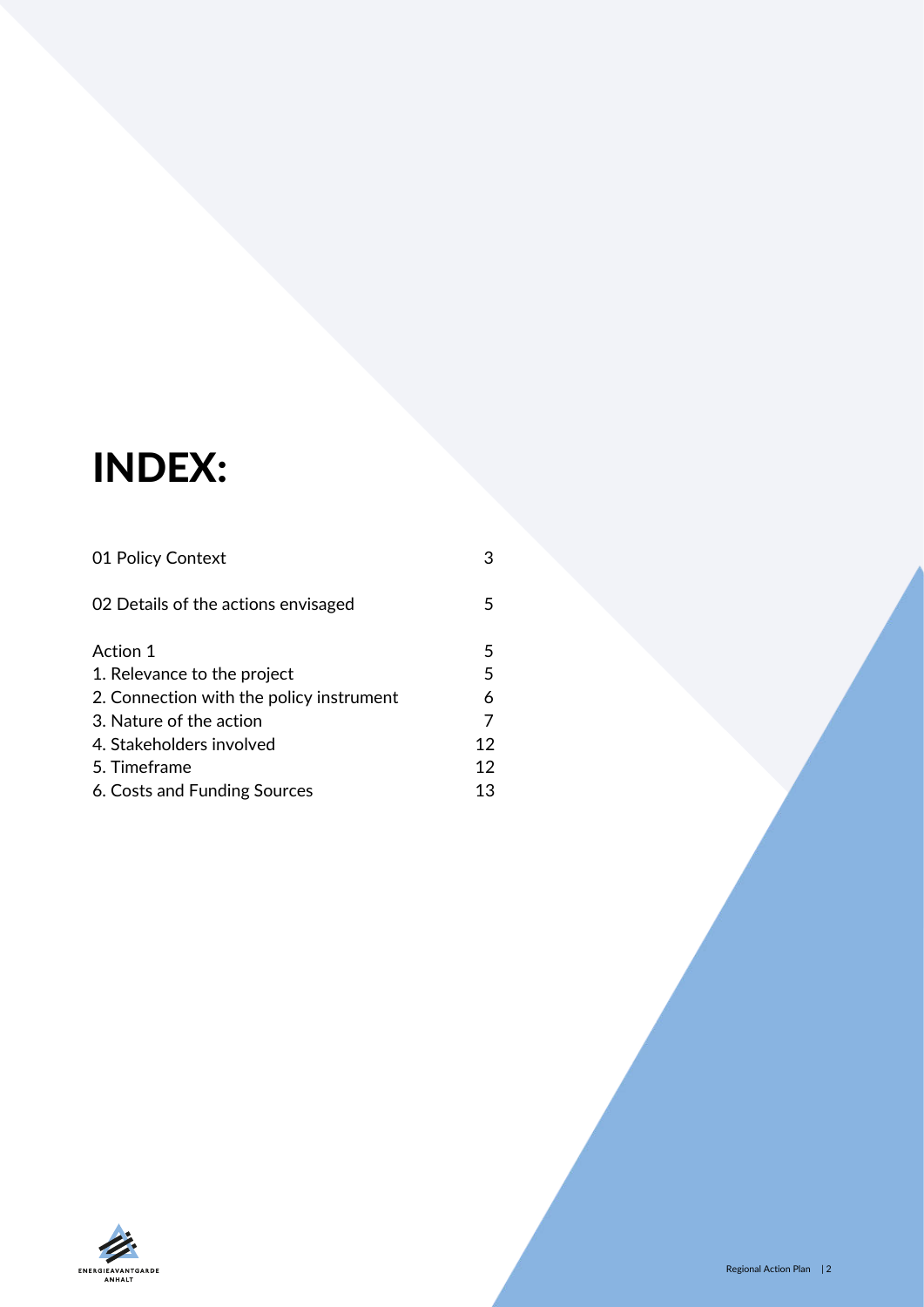# INDEX:

| | |
|---|---|
| 01 Policy Context | 3 |
| 02 Details of the actions envisaged | 5 |
| Action 1 | 5 |
| 1. Relevance to the project | 5 |
| 2. Connection with the policy instrument | 6 |
| 3. Nature of the action | 7 |
| 4. Stakeholders involved | 12 |
| 5. Timeframe | 12 |
| 6. Costs and Funding Sources | 13 |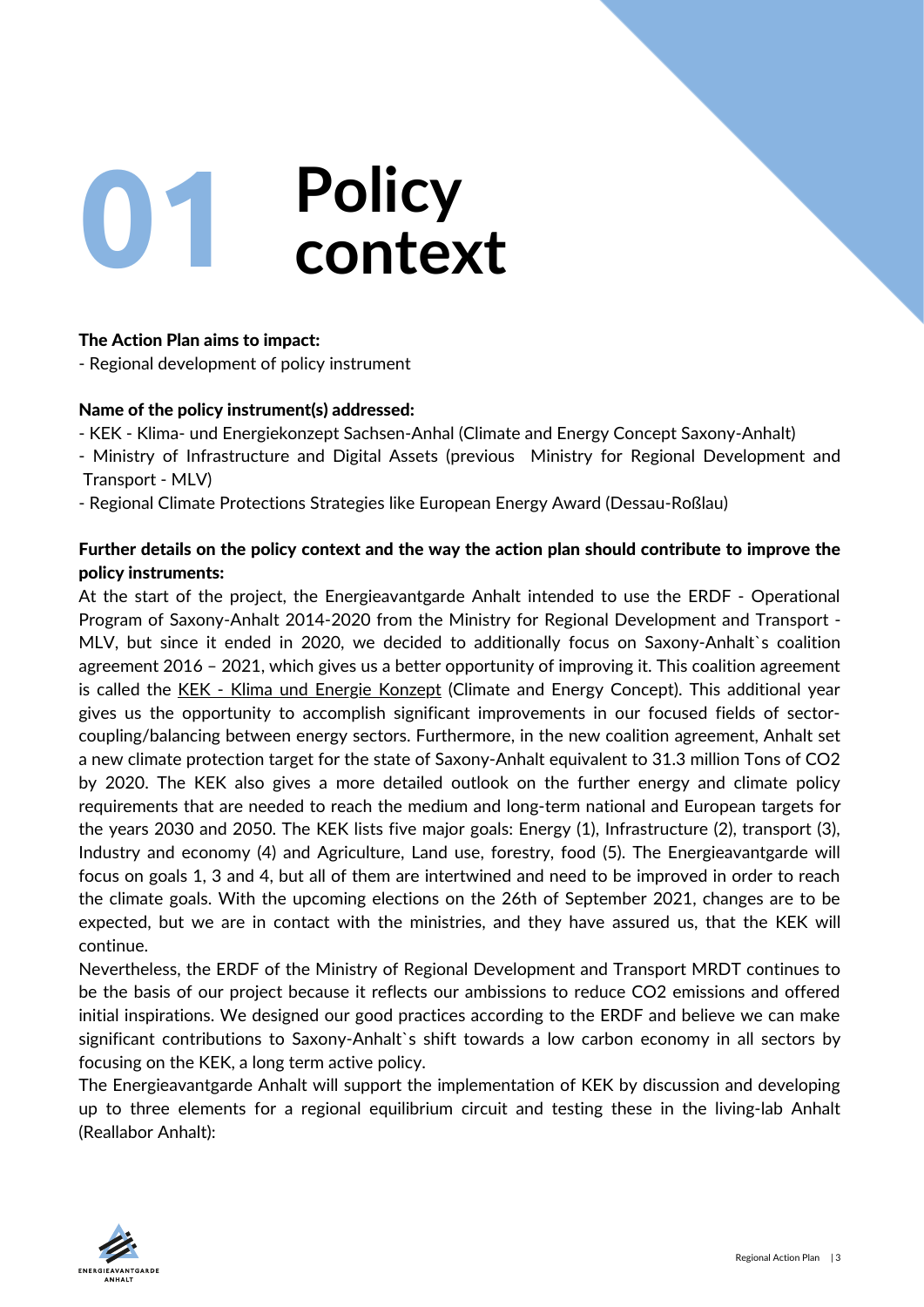# 01 Policy context

**The Action Plan aims to impact:**

- Regional development of policy instrument

**Name of the policy instrument(s) addressed:**

- KEK - Klima- und Energiekonzept Sachsen-Anhal (Climate and Energy Concept Saxony-Anhalt)
- Ministry of Infrastructure and Digital Assets (previous Ministry for Regional Development and Transport - MLV)
- Regional Climate Protections Strategies like European Energy Award (Dessau-Roßlau)

**Further details on the policy context and the way the action plan should contribute to improve the policy instruments:**

At the start of the project, the Energieavantgarde Anhalt intended to use the ERDF - Operational Program of Saxony-Anhalt 2014-2020 from the Ministry for Regional Development and Transport - MLV, but since it ended in 2020, we decided to additionally focus on Saxony-Anhalt`s coalition agreement 2016 – 2021, which gives us a better opportunity of improving it. This coalition agreement is called the KEK - Klima und Energie Konzept (Climate and Energy Concept). This additional year gives us the opportunity to accomplish significant improvements in our focused fields of sector-coupling/balancing between energy sectors. Furthermore, in the new coalition agreement, Anhalt set a new climate protection target for the state of Saxony-Anhalt equivalent to 31.3 million Tons of CO2 by 2020. The KEK also gives a more detailed outlook on the further energy and climate policy requirements that are needed to reach the medium and long-term national and European targets for the years 2030 and 2050. The KEK lists five major goals: Energy (1), Infrastructure (2), transport (3), Industry and economy (4) and Agriculture, Land use, forestry, food (5). The Energieavantgarde will focus on goals 1, 3 and 4, but all of them are intertwined and need to be improved in order to reach the climate goals. With the upcoming elections on the 26th of September 2021, changes are to be expected, but we are in contact with the ministries, and they have assured us, that the KEK will continue.

Nevertheless, the ERDF of the Ministry of Regional Development and Transport MRDT continues to be the basis of our project because it reflects our ambissions to reduce CO2 emissions and offered initial inspirations. We designed our good practices according to the ERDF and believe we can make significant contributions to Saxony-Anhalt`s shift towards a low carbon economy in all sectors by focusing on the KEK, a long term active policy.

The Energieavantgarde Anhalt will support the implementation of KEK by discussion and developing up to three elements for a regional equilibrium circuit and testing these in the living-lab Anhalt (Reallabor Anhalt):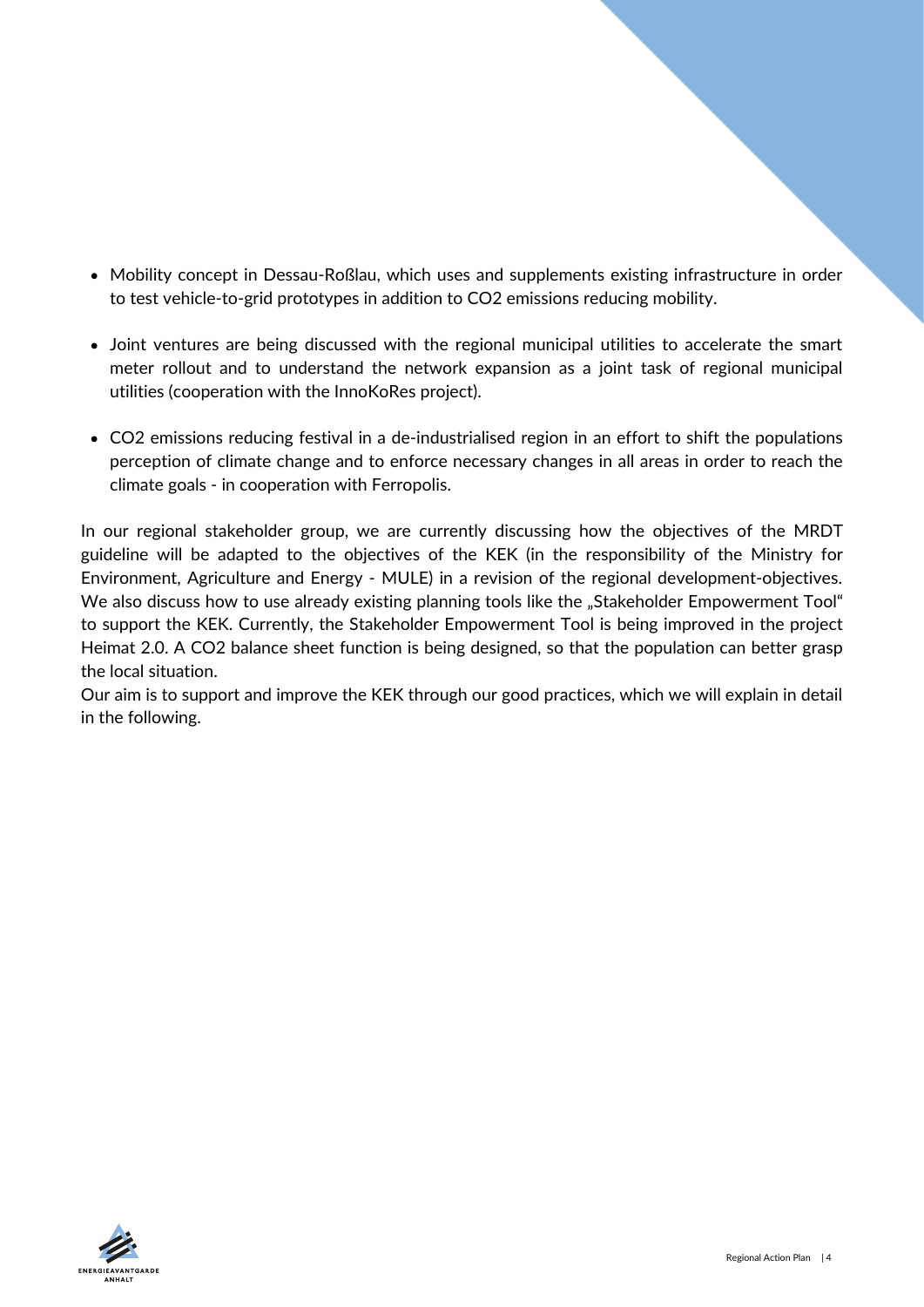- Mobility concept in Dessau-Roßlau, which uses and supplements existing infrastructure in order to test vehicle-to-grid prototypes in addition to $CO_2$ emissions reducing mobility.

- Joint ventures are being discussed with the regional municipal utilities to accelerate the smart meter rollout and to understand the network expansion as a joint task of regional municipal utilities (cooperation with the InnoKoRes project).

- $CO_2$ emissions reducing festival in a de-industrialised region in an effort to shift the populations perception of climate change and to enforce necessary changes in all areas in order to reach the climate goals - in cooperation with Ferropolis.

In our regional stakeholder group, we are currently discussing how the objectives of the MRDT guideline will be adapted to the objectives of the KEK (in the responsibility of the Ministry for Environment, Agriculture and Energy - MULE) in a revision of the regional development-objectives. We also discuss how to use already existing planning tools like the „Stakeholder Empowerment Tool" to support the KEK. Currently, the Stakeholder Empowerment Tool is being improved in the project Heimat 2.0. A $CO_2$ balance sheet function is being designed, so that the population can better grasp the local situation.
Our aim is to support and improve the KEK through our good practices, which we will explain in detail in the following.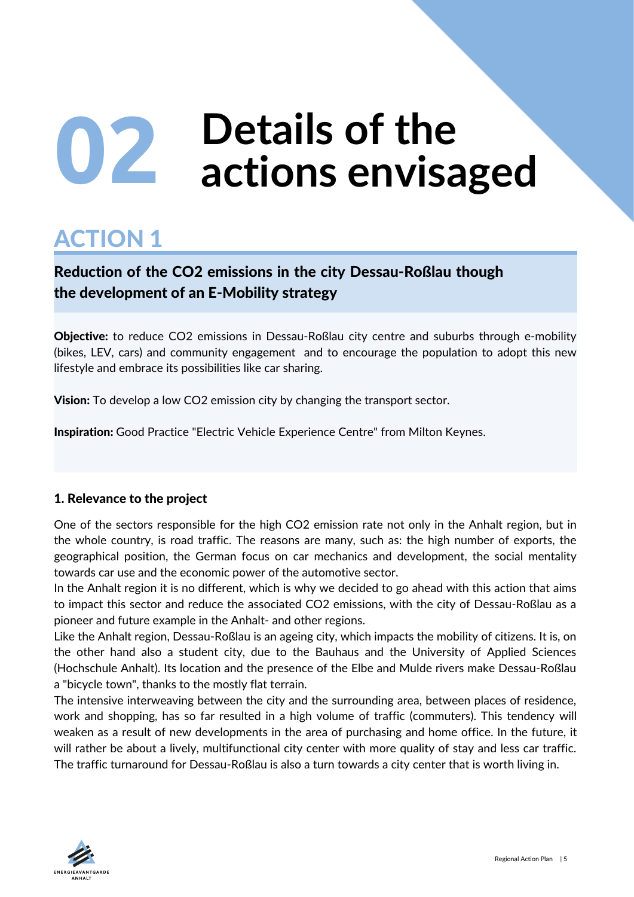# 02 Details of the actions envisaged

## ACTION 1

### Reduction of the $CO_2$ emissions in the city Dessau-Roßlau though the development of an E-Mobility strategy

**Objective:** to reduce $CO_2$ emissions in Dessau-Roßlau city centre and suburbs through e-mobility (bikes, LEV, cars) and community engagement  and to encourage the population to adopt this new lifestyle and embrace its possibilities like car sharing.

**Vision:** To develop a low $CO_2$ emission city by changing the transport sector.

**Inspiration:** Good Practice "Electric Vehicle Experience Centre" from Milton Keynes.

#### 1. Relevance to the project

One of the sectors responsible for the high $CO_2$ emission rate not only in the Anhalt region, but in the whole country, is road traffic. The reasons are many, such as: the high number of exports, the geographical position, the German focus on car mechanics and development, the social mentality towards car use and the economic power of the automotive sector.
In the Anhalt region it is no different, which is why we decided to go ahead with this action that aims to impact this sector and reduce the associated $CO_2$ emissions, with the city of Dessau-Roßlau as a pioneer and future example in the Anhalt- and other regions.
Like the Anhalt region, Dessau-Roßlau is an ageing city, which impacts the mobility of citizens. It is, on the other hand also a student city, due to the Bauhaus and the University of Applied Sciences (Hochschule Anhalt). Its location and the presence of the Elbe and Mulde rivers make Dessau-Roßlau a "bicycle town", thanks to the mostly flat terrain.
The intensive interweaving between the city and the surrounding area, between places of residence, work and shopping, has so far resulted in a high volume of traffic (commuters). This tendency will weaken as a result of new developments in the area of purchasing and home office. In the future, it will rather be about a lively, multifunctional city center with more quality of stay and less car traffic. The traffic turnaround for Dessau-Roßlau is also a turn towards a city center that is worth living in.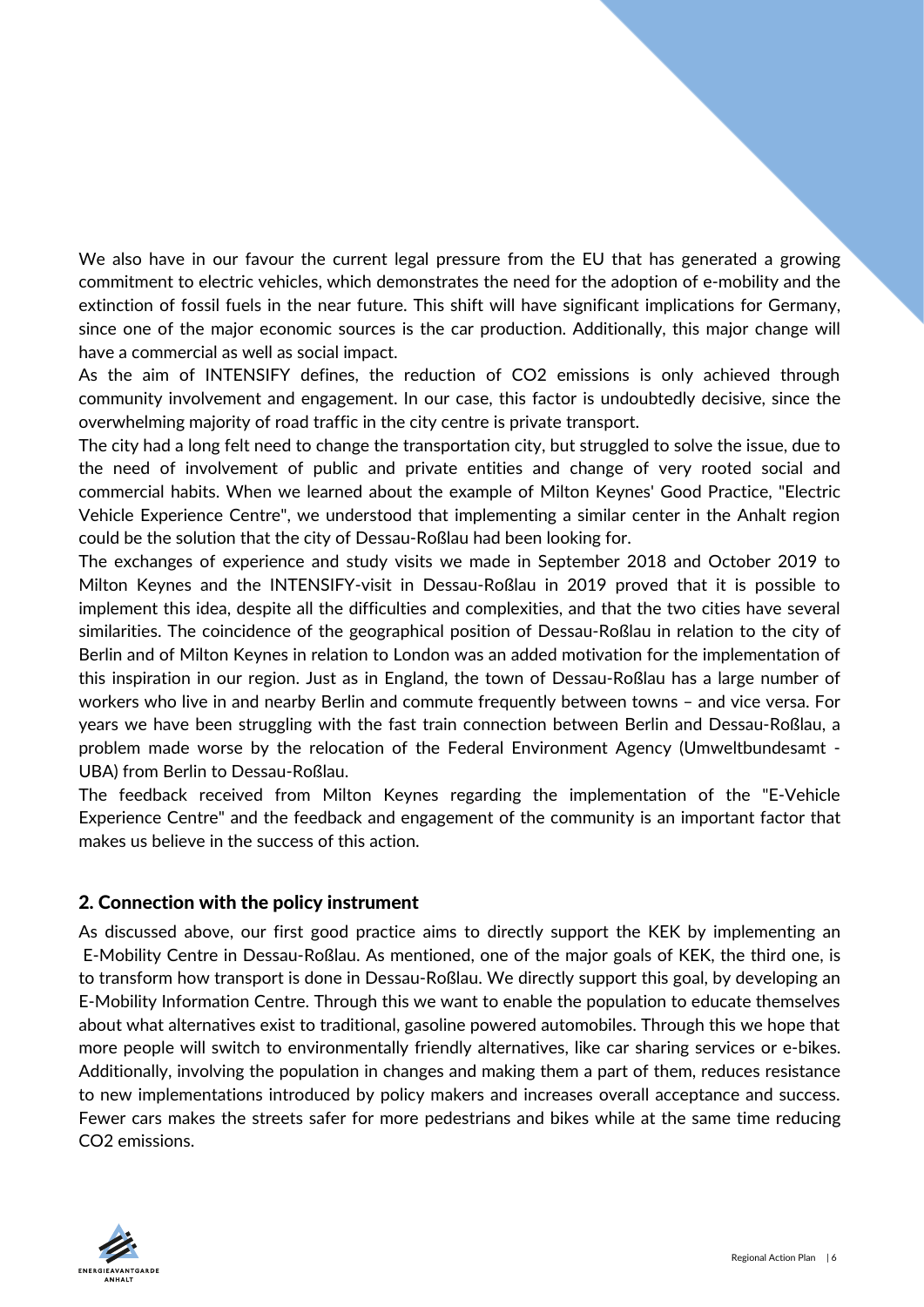We also have in our favour the current legal pressure from the EU that has generated a growing commitment to electric vehicles, which demonstrates the need for the adoption of e-mobility and the extinction of fossil fuels in the near future. This shift will have significant implications for Germany, since one of the major economic sources is the car production. Additionally, this major change will have a commercial as well as social impact.

As the aim of INTENSIFY defines, the reduction of CO2 emissions is only achieved through community involvement and engagement. In our case, this factor is undoubtedly decisive, since the overwhelming majority of road traffic in the city centre is private transport.

The city had a long felt need to change the transportation city, but struggled to solve the issue, due to the need of involvement of public and private entities and change of very rooted social and commercial habits. When we learned about the example of Milton Keynes' Good Practice, "Electric Vehicle Experience Centre", we understood that implementing a similar center in the Anhalt region could be the solution that the city of Dessau-Roßlau had been looking for.

The exchanges of experience and study visits we made in September 2018 and October 2019 to Milton Keynes and the INTENSIFY-visit in Dessau-Roßlau in 2019 proved that it is possible to implement this idea, despite all the difficulties and complexities, and that the two cities have several similarities. The coincidence of the geographical position of Dessau-Roßlau in relation to the city of Berlin and of Milton Keynes in relation to London was an added motivation for the implementation of this inspiration in our region. Just as in England, the town of Dessau-Roßlau has a large number of workers who live in and nearby Berlin and commute frequently between towns – and vice versa. For years we have been struggling with the fast train connection between Berlin and Dessau-Roßlau, a problem made worse by the relocation of the Federal Environment Agency (Umweltbundesamt - UBA) from Berlin to Dessau-Roßlau.

The feedback received from Milton Keynes regarding the implementation of the "E-Vehicle Experience Centre" and the feedback and engagement of the community is an important factor that makes us believe in the success of this action.

## 2. Connection with the policy instrument

As discussed above, our first good practice aims to directly support the KEK by implementing an E-Mobility Centre in Dessau-Roßlau. As mentioned, one of the major goals of KEK, the third one, is to transform how transport is done in Dessau-Roßlau. We directly support this goal, by developing an E-Mobility Information Centre. Through this we want to enable the population to educate themselves about what alternatives exist to traditional, gasoline powered automobiles. Through this we hope that more people will switch to environmentally friendly alternatives, like car sharing services or e-bikes. Additionally, involving the population in changes and making them a part of them, reduces resistance to new implementations introduced by policy makers and increases overall acceptance and success. Fewer cars makes the streets safer for more pedestrians and bikes while at the same time reducing CO2 emissions.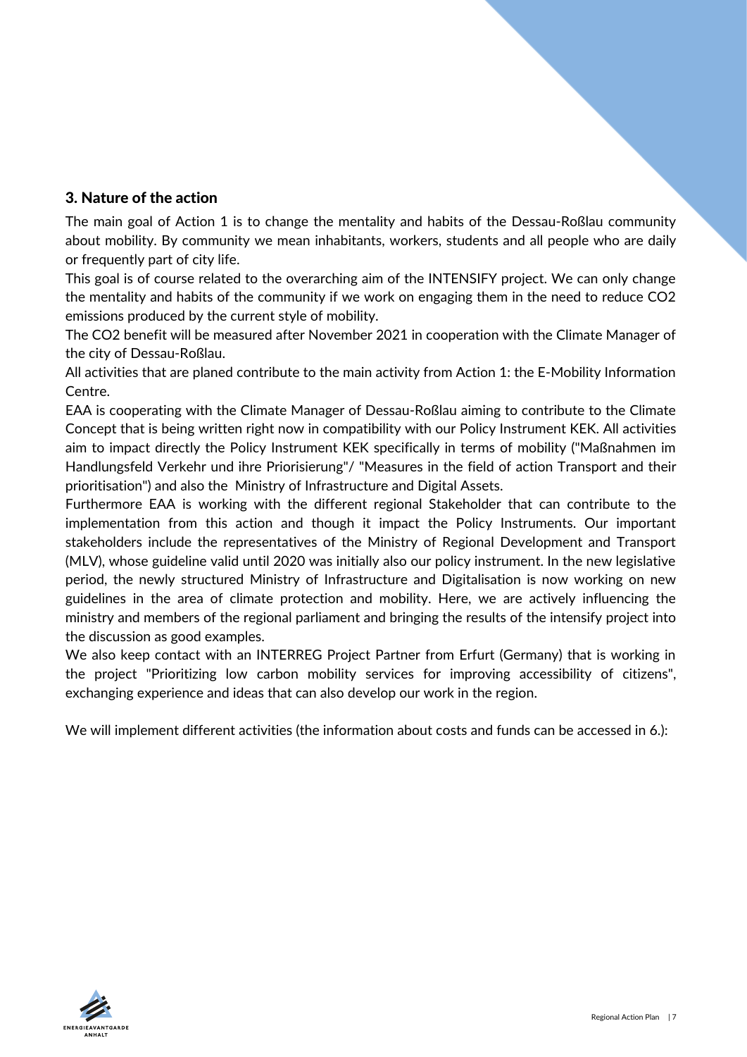## 3. Nature of the action

The main goal of Action 1 is to change the mentality and habits of the Dessau-Roßlau community about mobility. By community we mean inhabitants, workers, students and all people who are daily or frequently part of city life.

This goal is of course related to the overarching aim of the INTENSIFY project. We can only change the mentality and habits of the community if we work on engaging them in the need to reduce CO2 emissions produced by the current style of mobility.

The CO2 benefit will be measured after November 2021 in cooperation with the Climate Manager of the city of Dessau-Roßlau.

All activities that are planed contribute to the main activity from Action 1: the E-Mobility Information Centre.

EAA is cooperating with the Climate Manager of Dessau-Roßlau aiming to contribute to the Climate Concept that is being written right now in compatibility with our Policy Instrument KEK. All activities aim to impact directly the Policy Instrument KEK specifically in terms of mobility ("Maßnahmen im Handlungsfeld Verkehr und ihre Priorisierung"/ "Measures in the field of action Transport and their prioritisation") and also the Ministry of Infrastructure and Digital Assets.

Furthermore EAA is working with the different regional Stakeholder that can contribute to the implementation from this action and though it impact the Policy Instruments. Our important stakeholders include the representatives of the Ministry of Regional Development and Transport (MLV), whose guideline valid until 2020 was initially also our policy instrument. In the new legislative period, the newly structured Ministry of Infrastructure and Digitalisation is now working on new guidelines in the area of climate protection and mobility. Here, we are actively influencing the ministry and members of the regional parliament and bringing the results of the intensify project into the discussion as good examples.

We also keep contact with an INTERREG Project Partner from Erfurt (Germany) that is working in the project "Prioritizing low carbon mobility services for improving accessibility of citizens", exchanging experience and ideas that can also develop our work in the region.

We will implement different activities (the information about costs and funds can be accessed in 6.):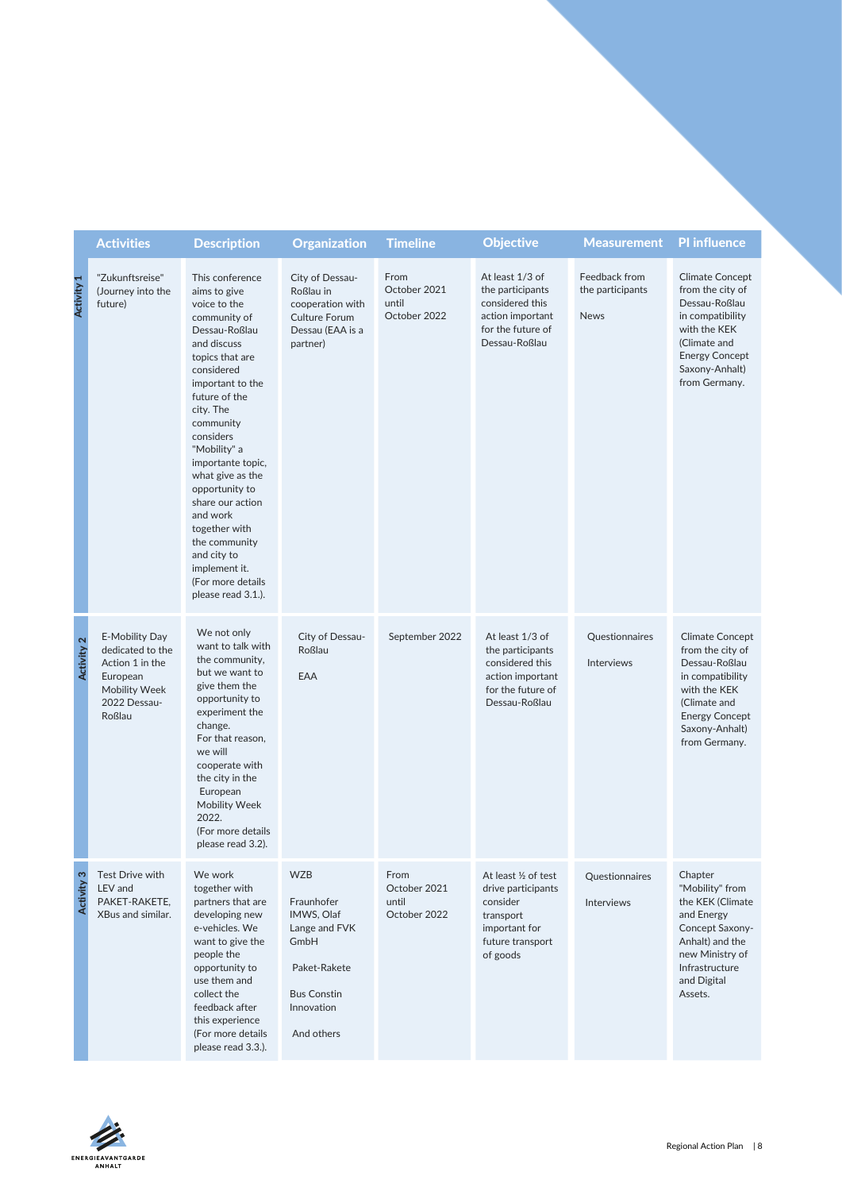| | Activities | Description | Organization | Timeline | Objective | Measurement | PI influence |
|---|---|---|---|---|---|---|---|
| Activity 1 | "Zukunftsreise" (Journey into the future) | This conference aims to give voice to the community of Dessau-Roßlau and discuss topics that are considered important to the future of the city. The community considers "Mobility" a importante topic, what give as the opportunity to share our action and work together with the community and city to implement it. (For more details please read 3.1.). | City of Dessau-Roßlau in cooperation with Culture Forum Dessau (EAA is a partner) | From October 2021 until October 2022 | At least 1/3 of the participants considered this action important for the future of Dessau-Roßlau | Feedback from the participants<br><br>News | Climate Concept from the city of Dessau-Roßlau in compatibility with the KEK (Climate and Energy Concept Saxony-Anhalt) from Germany. |
| Activity 2 | E-Mobility Day dedicated to the Action 1 in the European Mobility Week 2022 Dessau-Roßlau | We not only want to talk with the community, but we want to give them the opportunity to experiment the change. For that reason, we will cooperate with the city in the European Mobility Week 2022. (For more details please read 3.2). | City of Dessau-Roßlau<br><br>EAA | September 2022 | At least 1/3 of the participants considered this action important for the future of Dessau-Roßlau | Questionnaires<br><br>Interviews | Climate Concept from the city of Dessau-Roßlau in compatibility with the KEK (Climate and Energy Concept Saxony-Anhalt) from Germany. |
| Activity 3 | Test Drive with LEV and PAKET-RAKETE, XBus and similar. | We work together with partners that are developing new e-vehicles. We want to give the people the opportunity to use them and collect the feedback after this experience (For more details please read 3.3.). | WZB<br><br>Fraunhofer IMWS, Olaf Lange and FVK GmbH<br><br>Paket-Rakete<br><br>Bus Constin Innovation<br><br>And others | From October 2021 until October 2022 | At least ½ of test drive participants consider transport important for future transport of goods | Questionnaires<br><br>Interviews | Chapter "Mobility" from the KEK (Climate and Energy Concept Saxony-Anhalt) and the new Ministry of Infrastructure and Digital Assets. |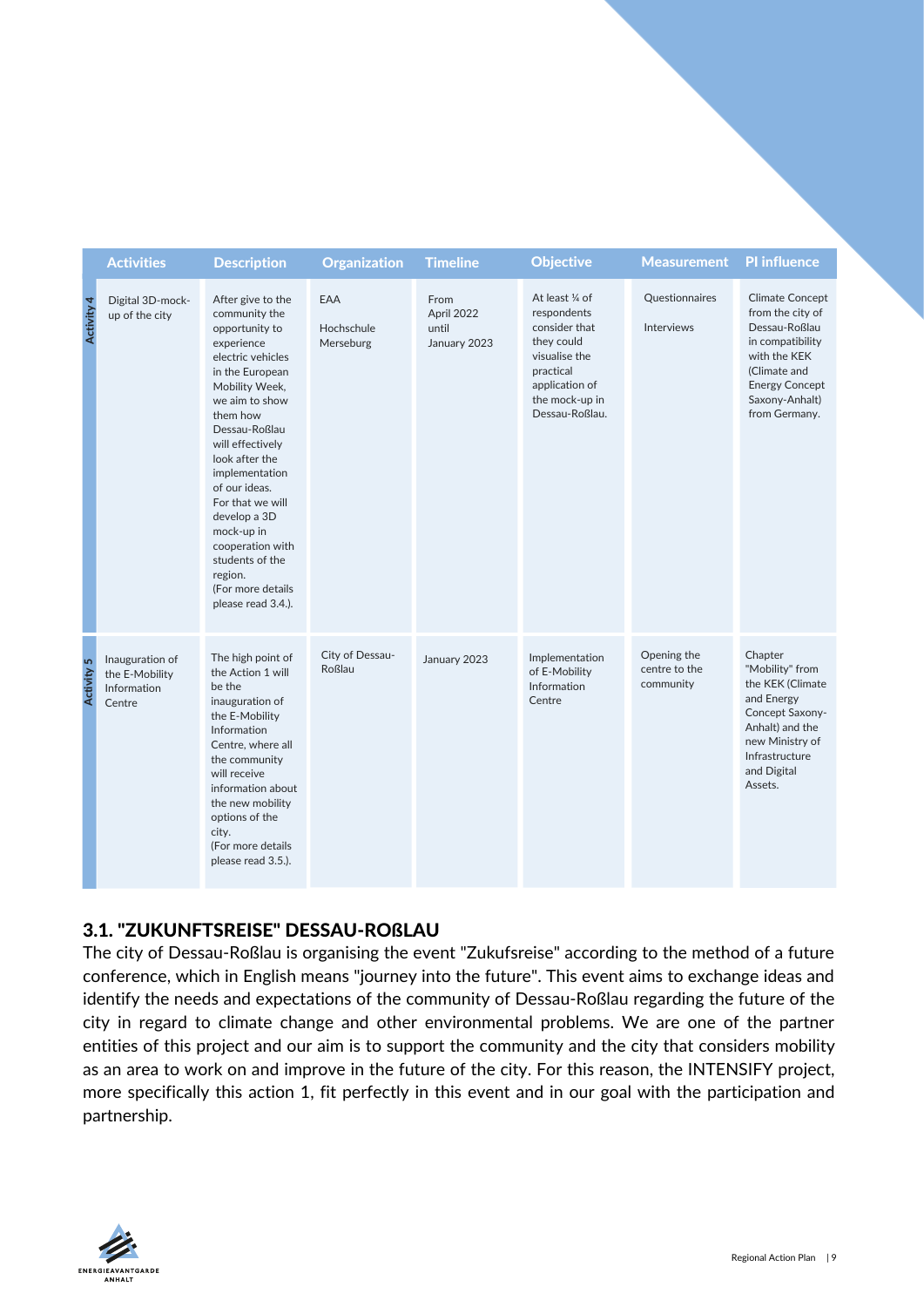| | Activities | Description | Organization | Timeline | Objective | Measurement | PI influence |
|---|---|---|---|---|---|---|---|
| Activity 4 | Digital 3D-mock-up of the city | After give to the community the opportunity to experience electric vehicles in the European Mobility Week, we aim to show them how Dessau-Roßlau will effectively look after the implementation of our ideas. For that we will develop a 3D mock-up in cooperation with students of the region. (For more details please read 3.4.). | EAA<br><br>Hochschule Merseburg | From April 2022 until January 2023 | At least ¼ of respondents consider that they could visualise the practical application of the mock-up in Dessau-Roßlau. | Questionnaires<br><br>Interviews | Climate Concept from the city of Dessau-Roßlau in compatibility with the KEK (Climate and Energy Concept Saxony-Anhalt) from Germany. |
| Activity 5 | Inauguration of the E-Mobility Information Centre | The high point of the Action 1 will be the inauguration of the E-Mobility Information Centre, where all the community will receive information about the new mobility options of the city. (For more details please read 3.5.). | City of Dessau-Roßlau | January 2023 | Implementation of E-Mobility Information Centre | Opening the centre to the community | Chapter "Mobility" from the KEK (Climate and Energy Concept Saxony-Anhalt) and the new Ministry of Infrastructure and Digital Assets. |

## 3.1. "ZUKUNFTSREISE" DESSAU-ROßLAU

The city of Dessau-Roßlau is organising the event "Zukufsreise" according to the method of a future conference, which in English means "journey into the future". This event aims to exchange ideas and identify the needs and expectations of the community of Dessau-Roßlau regarding the future of the city in regard to climate change and other environmental problems. We are one of the partner entities of this project and our aim is to support the community and the city that considers mobility as an area to work on and improve in the future of the city. For this reason, the INTENSIFY project, more specifically this action 1, fit perfectly in this event and in our goal with the participation and partnership.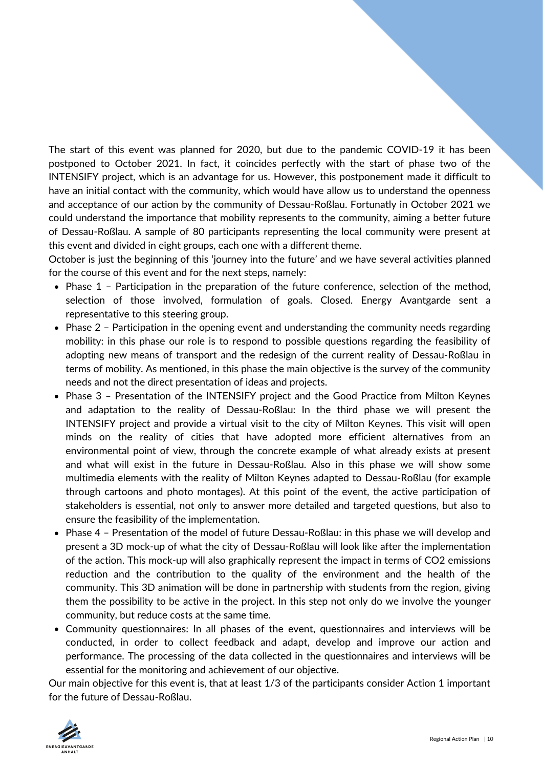The start of this event was planned for 2020, but due to the pandemic COVID-19 it has been postponed to October 2021. In fact, it coincides perfectly with the start of phase two of the INTENSIFY project, which is an advantage for us. However, this postponement made it difficult to have an initial contact with the community, which would have allow us to understand the openness and acceptance of our action by the community of Dessau-Roßlau. Fortunatly in October 2021 we could understand the importance that mobility represents to the community, aiming a better future of Dessau-Roßlau. A sample of 80 participants representing the local community were present at this event and divided in eight groups, each one with a different theme.

October is just the beginning of this 'journey into the future' and we have several activities planned for the course of this event and for the next steps, namely:

- Phase 1 – Participation in the preparation of the future conference, selection of the method, selection of those involved, formulation of goals. Closed. Energy Avantgarde sent a representative to this steering group.
- Phase 2 – Participation in the opening event and understanding the community needs regarding mobility: in this phase our role is to respond to possible questions regarding the feasibility of adopting new means of transport and the redesign of the current reality of Dessau-Roßlau in terms of mobility. As mentioned, in this phase the main objective is the survey of the community needs and not the direct presentation of ideas and projects.
- Phase 3 – Presentation of the INTENSIFY project and the Good Practice from Milton Keynes and adaptation to the reality of Dessau-Roßlau: In the third phase we will present the INTENSIFY project and provide a virtual visit to the city of Milton Keynes. This visit will open minds on the reality of cities that have adopted more efficient alternatives from an environmental point of view, through the concrete example of what already exists at present and what will exist in the future in Dessau-Roßlau. Also in this phase we will show some multimedia elements with the reality of Milton Keynes adapted to Dessau-Roßlau (for example through cartoons and photo montages). At this point of the event, the active participation of stakeholders is essential, not only to answer more detailed and targeted questions, but also to ensure the feasibility of the implementation.
- Phase 4 – Presentation of the model of future Dessau-Roßlau: in this phase we will develop and present a 3D mock-up of what the city of Dessau-Roßlau will look like after the implementation of the action. This mock-up will also graphically represent the impact in terms of $CO_2$ emissions reduction and the contribution to the quality of the environment and the health of the community. This 3D animation will be done in partnership with students from the region, giving them the possibility to be active in the project. In this step not only do we involve the younger community, but reduce costs at the same time.
- Community questionnaires: In all phases of the event, questionnaires and interviews will be conducted, in order to collect feedback and adapt, develop and improve our action and performance. The processing of the data collected in the questionnaires and interviews will be essential for the monitoring and achievement of our objective.

Our main objective for this event is, that at least 1/3 of the participants consider Action 1 important for the future of Dessau-Roßlau.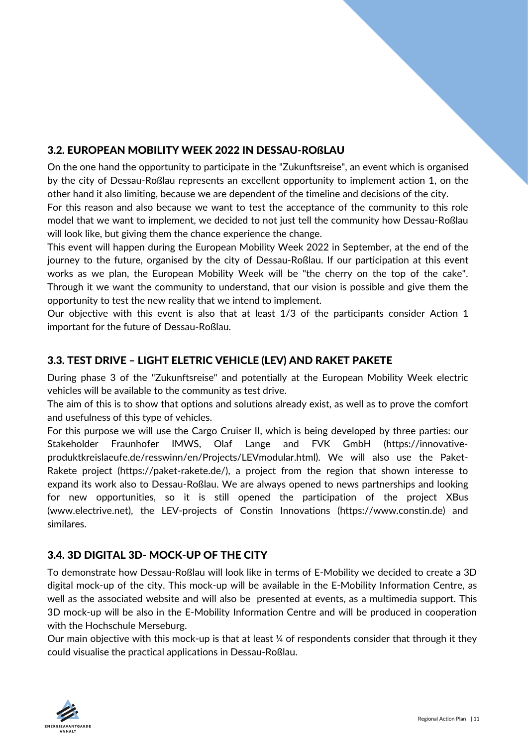### 3.2. EUROPEAN MOBILITY WEEK 2022 IN DESSAU-ROßLAU

On the one hand the opportunity to participate in the "Zukunftsreise", an event which is organised by the city of Dessau-Roßlau represents an excellent opportunity to implement action 1, on the other hand it also limiting, because we are dependent of the timeline and decisions of the city.
For this reason and also because we want to test the acceptance of the community to this role model that we want to implement, we decided to not just tell the community how Dessau-Roßlau will look like, but giving them the chance experience the change.
This event will happen during the European Mobility Week 2022 in September, at the end of the journey to the future, organised by the city of Dessau-Roßlau. If our participation at this event works as we plan, the European Mobility Week will be "the cherry on the top of the cake". Through it we want the community to understand, that our vision is possible and give them the opportunity to test the new reality that we intend to implement.
Our objective with this event is also that at least 1/3 of the participants consider Action 1 important for the future of Dessau-Roßlau.

### 3.3. TEST DRIVE – LIGHT ELETRIC VEHICLE (LEV) AND RAKET PAKETE

During phase 3 of the "Zukunftsreise" and potentially at the European Mobility Week electric vehicles will be available to the community as test drive.
The aim of this is to show that options and solutions already exist, as well as to prove the comfort and usefulness of this type of vehicles.
For this purpose we will use the Cargo Cruiser II, which is being developed by three parties: our Stakeholder Fraunhofer IMWS, Olaf Lange and FVK GmbH (https://innovative-produktkreislaeufe.de/resswinn/en/Projects/LEVmodular.html). We will also use the Paket-Rakete project (https://paket-rakete.de/), a project from the region that shown interesse to expand its work also to Dessau-Roßlau. We are always opened to news partnerships and looking for new opportunities, so it is still opened the participation of the project XBus (www.electrive.net), the LEV-projects of Constin Innovations (https://www.constin.de) and similares.

### 3.4. 3D DIGITAL 3D- MOCK-UP OF THE CITY

To demonstrate how Dessau-Roßlau will look like in terms of E-Mobility we decided to create a 3D digital mock-up of the city. This mock-up will be available in the E-Mobility Information Centre, as well as the associated website and will also be presented at events, as a multimedia support. This 3D mock-up will be also in the E-Mobility Information Centre and will be produced in cooperation with the Hochschule Merseburg.
Our main objective with this mock-up is that at least ¼ of respondents consider that through it they could visualise the practical applications in Dessau-Roßlau.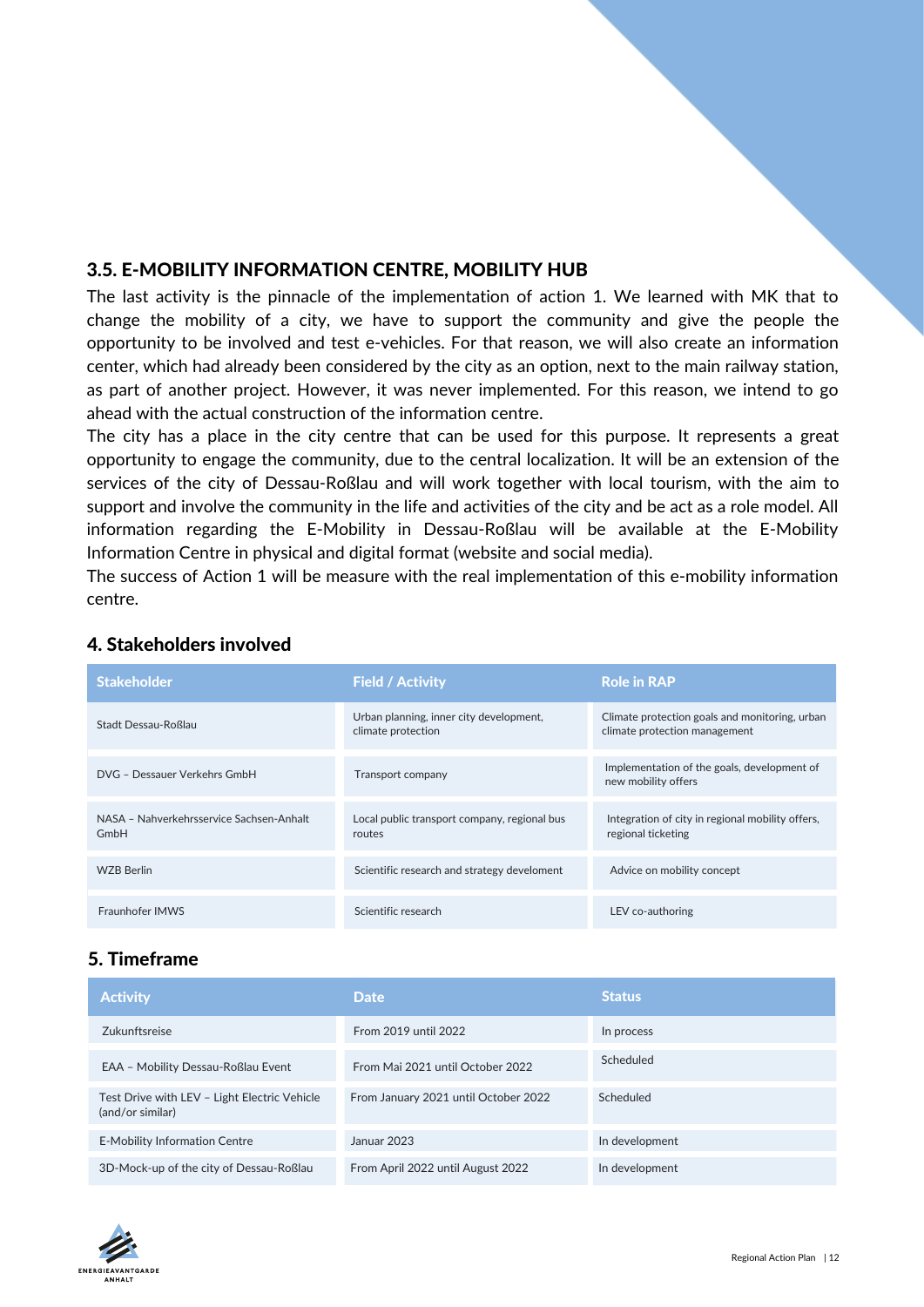### 3.5. E-MOBILITY INFORMATION CENTRE, MOBILITY HUB

The last activity is the pinnacle of the implementation of action 1. We learned with MK that to change the mobility of a city, we have to support the community and give the people the opportunity to be involved and test e-vehicles. For that reason, we will also create an information center, which had already been considered by the city as an option, next to the main railway station, as part of another project. However, it was never implemented. For this reason, we intend to go ahead with the actual construction of the information centre.

The city has a place in the city centre that can be used for this purpose. It represents a great opportunity to engage the community, due to the central localization. It will be an extension of the services of the city of Dessau-Roßlau and will work together with local tourism, with the aim to support and involve the community in the life and activities of the city and be act as a role model. All information regarding the E-Mobility in Dessau-Roßlau will be available at the E-Mobility Information Centre in physical and digital format (website and social media).

The success of Action 1 will be measure with the real implementation of this e-mobility information centre.

## 4. Stakeholders involved

| Stakeholder | Field / Activity | Role in RAP |
|---|---|---|
| Stadt Dessau-Roßlau | Urban planning, inner city development, climate protection | Climate protection goals and monitoring, urban climate protection management |
| DVG – Dessauer Verkehrs GmbH | Transport company | Implementation of the goals, development of new mobility offers |
| NASA – Nahverkehrsservice Sachsen-Anhalt GmbH | Local public transport company, regional bus routes | Integration of city in regional mobility offers, regional ticketing |
| WZB Berlin | Scientific research and strategy develoment | Advice on mobility concept |
| Fraunhofer IMWS | Scientific research | LEV co-authoring |

## 5. Timeframe

| Activity | Date | Status |
|---|---|---|
| Zukunftsreise | From 2019 until 2022 | In process |
| EAA – Mobility Dessau-Roßlau Event | From Mai 2021 until October 2022 | Scheduled |
| Test Drive with LEV – Light Electric Vehicle (and/or similar) | From January 2021 until October 2022 | Scheduled |
| E-Mobility Information Centre | Januar 2023 | In development |
| 3D-Mock-up of the city of Dessau-Roßlau | From April 2022 until August 2022 | In development |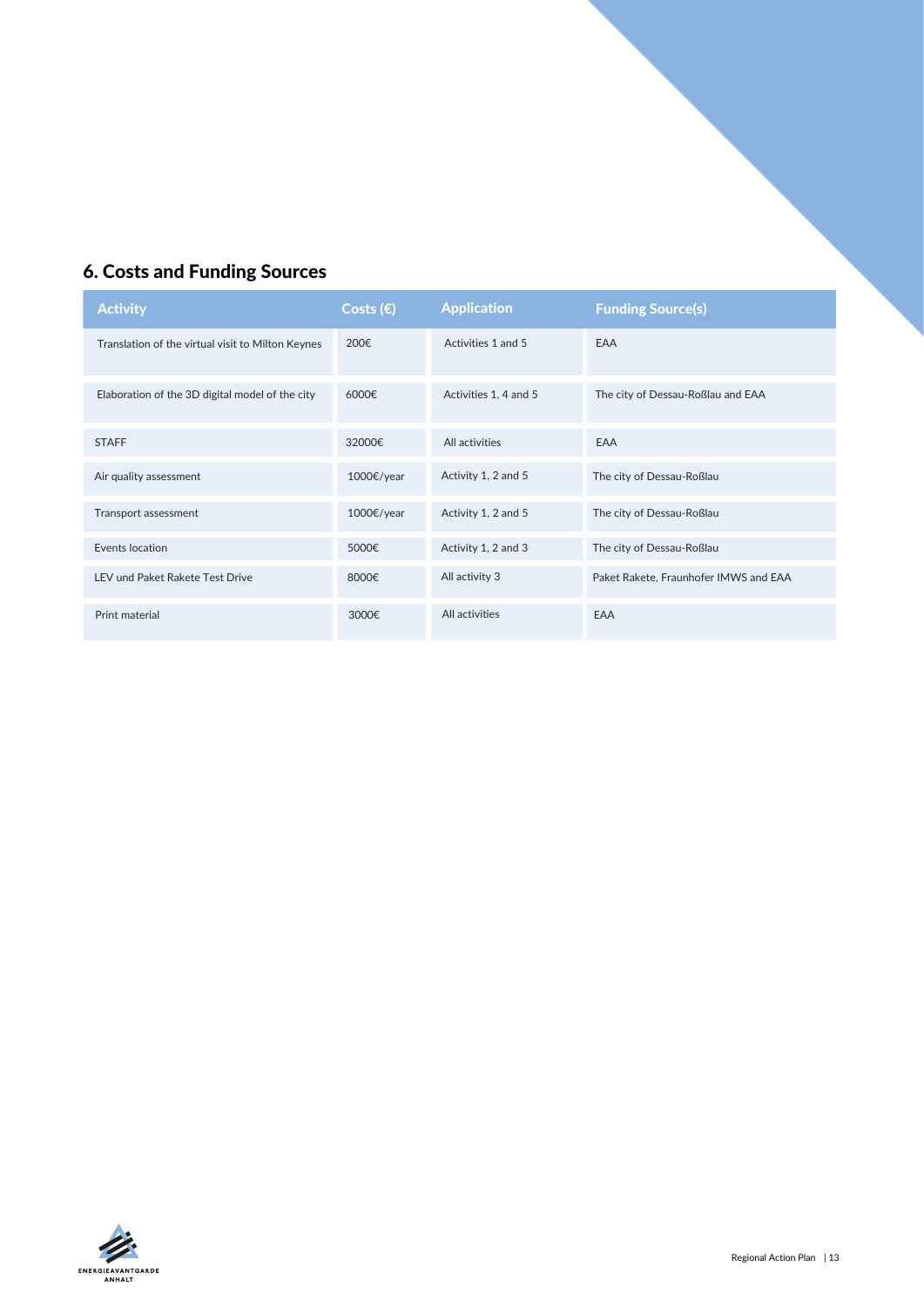## 6. Costs and Funding Sources

| Activity | Costs (€) | Application | Funding Source(s) |
|---|---|---|---|
| Translation of the virtual visit to Milton Keynes | 200€ | Activities 1 and 5 | EAA |
| Elaboration of the 3D digital model of the city | 6000€ | Activities 1, 4 and 5 | The city of Dessau-Roßlau and EAA |
| STAFF | 32000€ | All activities | EAA |
| Air quality assessment | 1000€/year | Activity 1, 2 and 5 | The city of Dessau-Roßlau |
| Transport assessment | 1000€/year | Activity 1, 2 and 5 | The city of Dessau-Roßlau |
| Events location | 5000€ | Activity 1, 2 and 3 | The city of Dessau-Roßlau |
| LEV und Paket Rakete Test Drive | 8000€ | All activity 3 | Paket Rakete, Fraunhofer IMWS and EAA |
| Print material | 3000€ | All activities | EAA |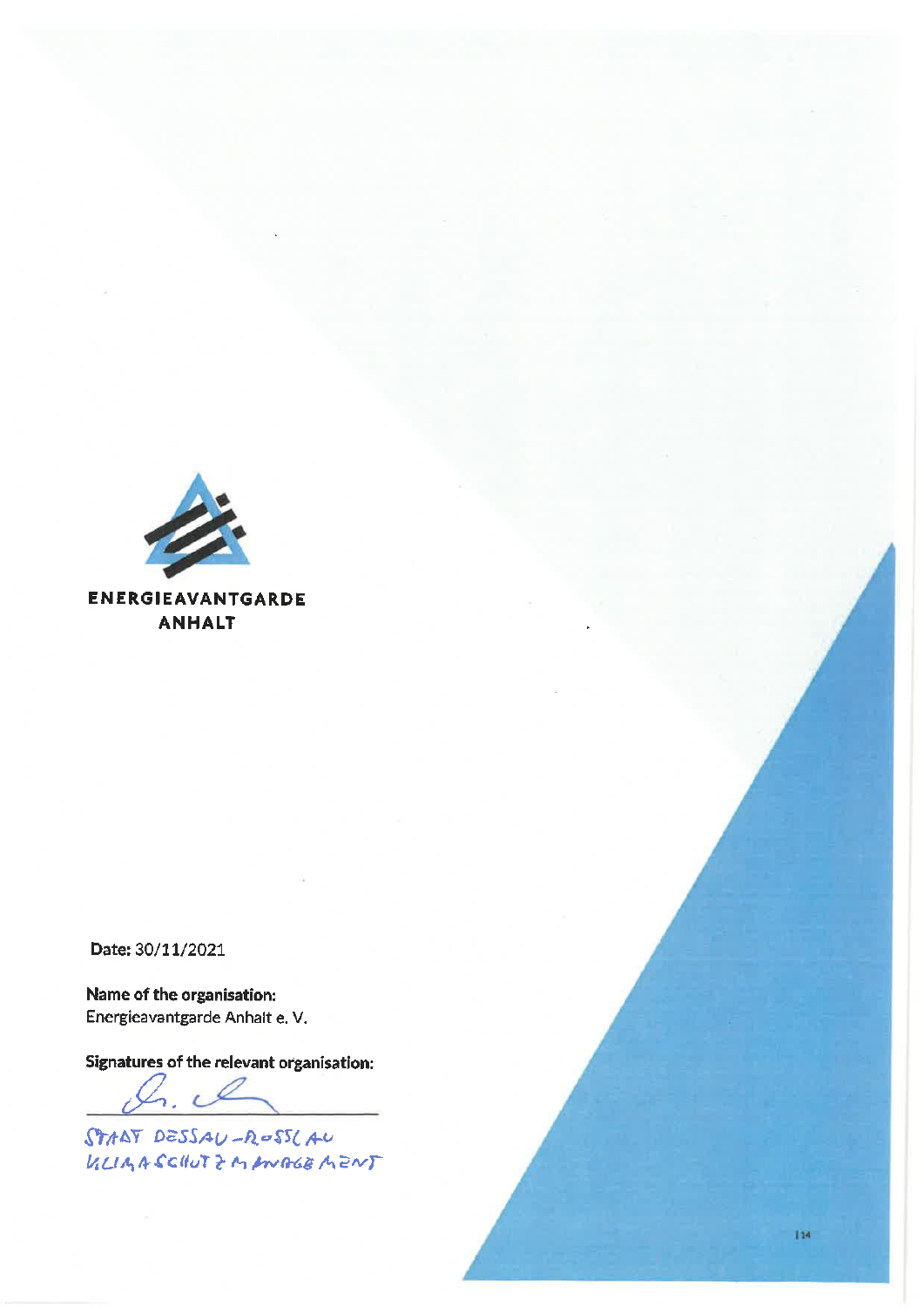ENERGIEAVANTGARDE ANHALT

Date: 30/11/2021

**Name of the organisation:**
Energieavantgarde Anhalt e. V.

**Signatures of the relevant organisation:**

STADT DESSAU-ROSSLAU
KLIMASCHUTZMANAGEMENT